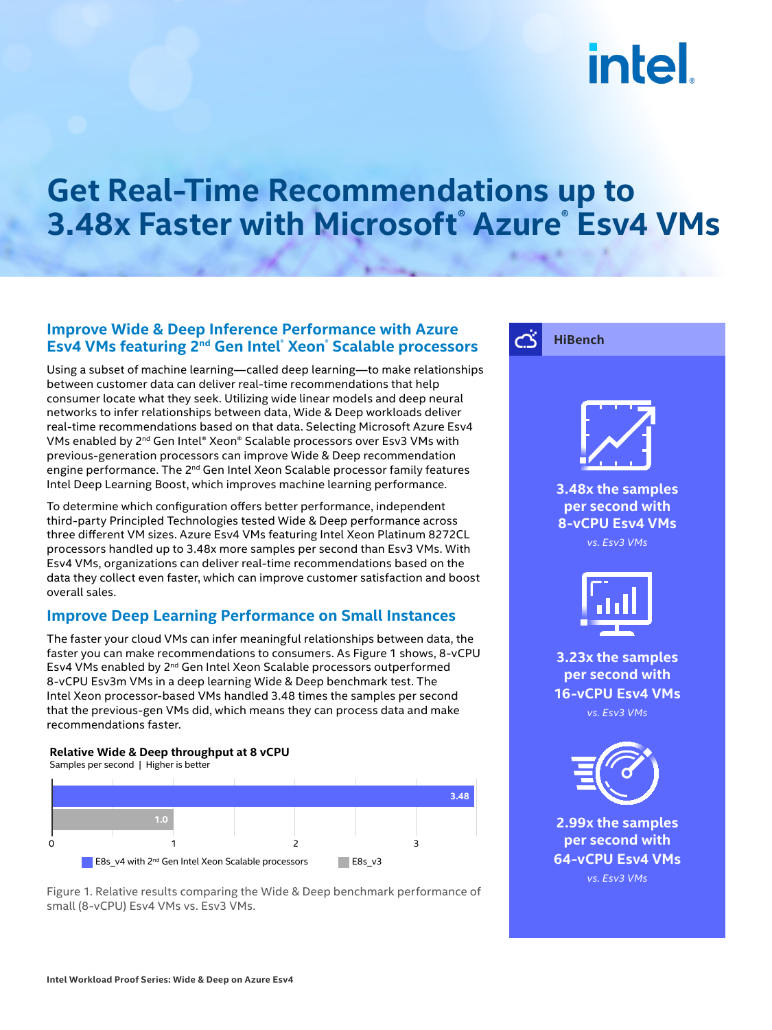# Get Real-Time Recommendations up to 3.48x Faster with Microsoft® Azure® Esv4 VMs

## Improve Wide & Deep Inference Performance with Azure Esv4 VMs featuring 2nd Gen Intel® Xeon® Scalable processors

Using a subset of machine learning—called deep learning—to make relationships between customer data can deliver real-time recommendations that help consumer locate what they seek. Utilizing wide linear models and deep neural networks to infer relationships between data, Wide & Deep workloads deliver real-time recommendations based on that data. Selecting Microsoft Azure Esv4 VMs enabled by 2nd Gen Intel® Xeon® Scalable processors over Esv3 VMs with previous-generation processors can improve Wide & Deep recommendation engine performance. The 2nd Gen Intel Xeon Scalable processor family features Intel Deep Learning Boost, which improves machine learning performance.

To determine which configuration offers better performance, independent third-party Principled Technologies tested Wide & Deep performance across three different VM sizes. Azure Esv4 VMs featuring Intel Xeon Platinum 8272CL processors handled up to 3.48x more samples per second than Esv3 VMs. With Esv4 VMs, organizations can deliver real-time recommendations based on the data they collect even faster, which can improve customer satisfaction and boost overall sales.

## Improve Deep Learning Performance on Small Instances

The faster your cloud VMs can infer meaningful relationships between data, the faster you can make recommendations to consumers. As Figure 1 shows, 8-vCPU Esv4 VMs enabled by 2nd Gen Intel Xeon Scalable processors outperformed 8-vCPU Esv3m VMs in a deep learning Wide & Deep benchmark test. The Intel Xeon processor-based VMs handled 3.48 times the samples per second that the previous-gen VMs did, which means they can process data and make recommendations faster.

**Relative Wide & Deep throughput at 8 vCPU**

Samples per second | Higher is better

| Configuration | Relative throughput |
| --- | --- |
| E8s_v4 with 2nd Gen Intel Xeon Scalable processors | 3.48 |
| E8s_v3 | 1.0 |

Figure 1. Relative results comparing the Wide & Deep benchmark performance of small (8-vCPU) Esv4 VMs vs. Esv3 VMs.

### HiBench

**3.48x the samples per second with 8-vCPU Esv4 VMs**

*vs. Esv3 VMs*

**3.23x the samples per second with 16-vCPU Esv4 VMs**

*vs. Esv3 VMs*

**2.99x the samples per second with 64-vCPU Esv4 VMs**

*vs. Esv3 VMs*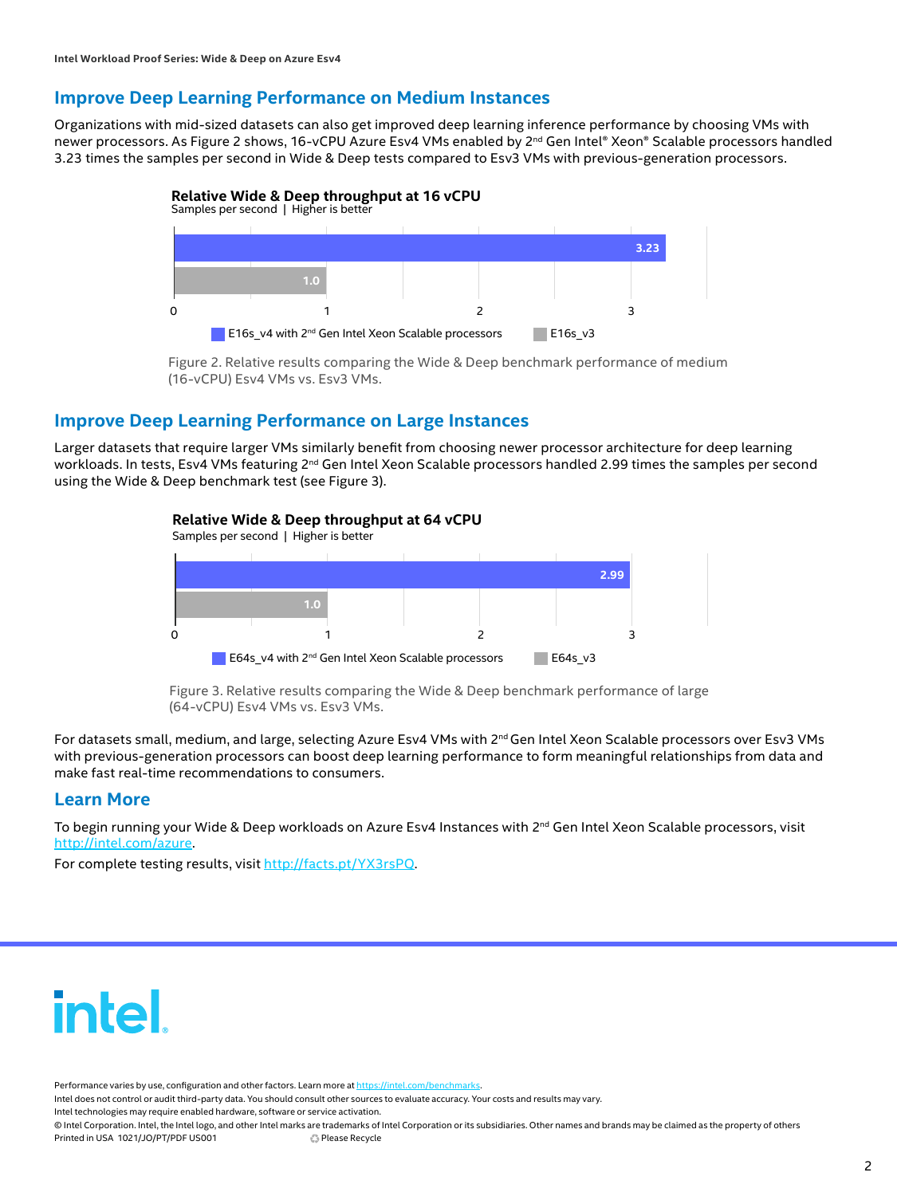## Improve Deep Learning Performance on Medium Instances

Organizations with mid-sized datasets can also get improved deep learning inference performance by choosing VMs with newer processors. As Figure 2 shows, 16-vCPU Azure Esv4 VMs enabled by 2nd Gen Intel® Xeon® Scalable processors handled 3.23 times the samples per second in Wide & Deep tests compared to Esv3 VMs with previous-generation processors.

**Relative Wide & Deep throughput at 16 vCPU**

Samples per second | Higher is better

3.23

1.0

0 1 2 3

E16s_v4 with 2nd Gen Intel Xeon Scalable processors

E16s_v3

Figure 2. Relative results comparing the Wide & Deep benchmark performance of medium (16-vCPU) Esv4 VMs vs. Esv3 VMs.

## Improve Deep Learning Performance on Large Instances

Larger datasets that require larger VMs similarly benefit from choosing newer processor architecture for deep learning workloads. In tests, Esv4 VMs featuring 2nd Gen Intel Xeon Scalable processors handled 2.99 times the samples per second using the Wide & Deep benchmark test (see Figure 3).

**Relative Wide & Deep throughput at 64 vCPU**

Samples per second | Higher is better

2.99

1.0

0 1 2 3

E64s_v4 with 2nd Gen Intel Xeon Scalable processors

E64s_v3

Figure 3. Relative results comparing the Wide & Deep benchmark performance of large (64-vCPU) Esv4 VMs vs. Esv3 VMs.

For datasets small, medium, and large, selecting Azure Esv4 VMs with 2nd Gen Intel Xeon Scalable processors over Esv3 VMs with previous-generation processors can boost deep learning performance to form meaningful relationships from data and make fast real-time recommendations to consumers.

## Learn More

To begin running your Wide & Deep workloads on Azure Esv4 Instances with 2nd Gen Intel Xeon Scalable processors, visit http://intel.com/azure.

For complete testing results, visit http://facts.pt/YX3rsPQ.

intel.

Performance varies by use, configuration and other factors. Learn more at https://intel.com/benchmarks.

Intel does not control or audit third-party data. You should consult other sources to evaluate accuracy. Your costs and results may vary.

Intel technologies may require enabled hardware, software or service activation.

© Intel Corporation. Intel, the Intel logo, and other Intel marks are trademarks of Intel Corporation or its subsidiaries. Other names and brands may be claimed as the property of others

Printed in USA 1021/JO/PT/PDF US001 Please Recycle